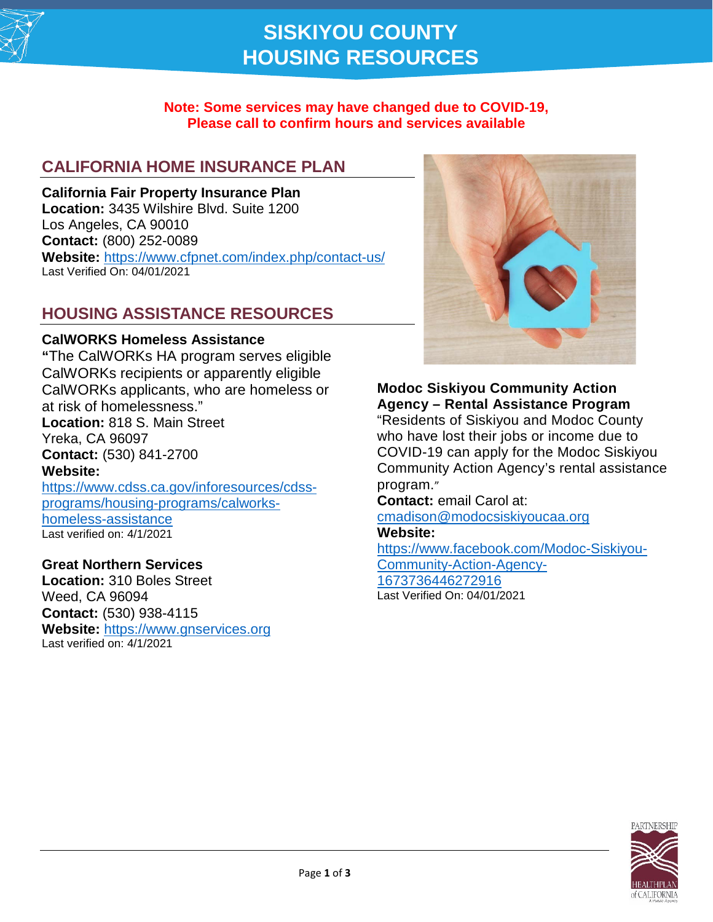# SISKIYOU COUNTY HOUSING RESOURCES

**Note: Some services may have changed due to COVID-19, Please call to confirm hours and services available**

## CALIFORNIA HOME INSURANCE PLAN

**California Fair Property Insurance Plan**
**Location:** 3435 Wilshire Blvd. Suite 1200
Los Angeles, CA 90010
**Contact:** (800) 252-0089
**Website:** https://www.cfpnet.com/index.php/contact-us/
Last Verified On: 04/01/2021

## HOUSING ASSISTANCE RESOURCES

**CalWORKS Homeless Assistance**
**"**The CalWORKs HA program serves eligible CalWORKs recipients or apparently eligible CalWORKs applicants, who are homeless or at risk of homelessness."
**Location:** 818 S. Main Street
Yreka, CA 96097
**Contact:** (530) 841-2700
**Website:**
https://www.cdss.ca.gov/inforesources/cdss-programs/housing-programs/calworks-homeless-assistance
Last verified on: 4/1/2021

**Great Northern Services**
**Location:** 310 Boles Street
Weed, CA 96094
**Contact:** (530) 938-4115
**Website:** https://www.gnservices.org
Last verified on: 4/1/2021

**Modoc Siskiyou Community Action Agency – Rental Assistance Program**
"Residents of Siskiyou and Modoc County who have lost their jobs or income due to COVID-19 can apply for the Modoc Siskiyou Community Action Agency's rental assistance program."
**Contact:** email Carol at:
cmadison@modocsiskiyoucaa.org
**Website:**
https://www.facebook.com/Modoc-Siskiyou-Community-Action-Agency-1673736446272916
Last Verified On: 04/01/2021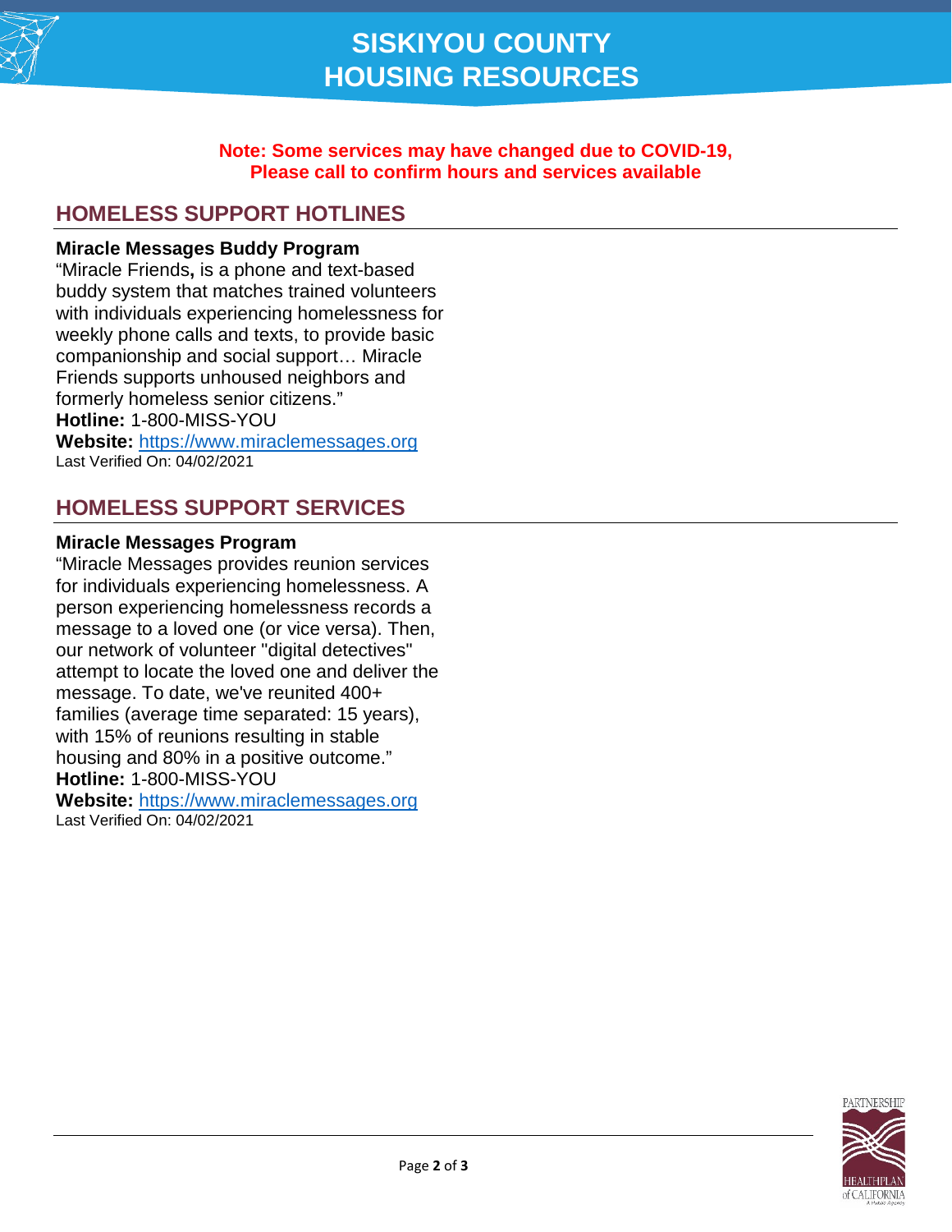# SISKIYOU COUNTY HOUSING RESOURCES

**Note: Some services may have changed due to COVID-19, Please call to confirm hours and services available**

## HOMELESS SUPPORT HOTLINES

**Miracle Messages Buddy Program**

"Miracle Friends**,** is a phone and text-based buddy system that matches trained volunteers with individuals experiencing homelessness for weekly phone calls and texts, to provide basic companionship and social support… Miracle Friends supports unhoused neighbors and formerly homeless senior citizens."

**Hotline:** 1-800-MISS-YOU

**Website:** https://www.miraclemessages.org

Last Verified On: 04/02/2021

## HOMELESS SUPPORT SERVICES

**Miracle Messages Program**

"Miracle Messages provides reunion services for individuals experiencing homelessness. A person experiencing homelessness records a message to a loved one (or vice versa). Then, our network of volunteer "digital detectives" attempt to locate the loved one and deliver the message. To date, we've reunited 400+ families (average time separated: 15 years), with 15% of reunions resulting in stable housing and 80% in a positive outcome."

**Hotline:** 1-800-MISS-YOU

**Website:** https://www.miraclemessages.org

Last Verified On: 04/02/2021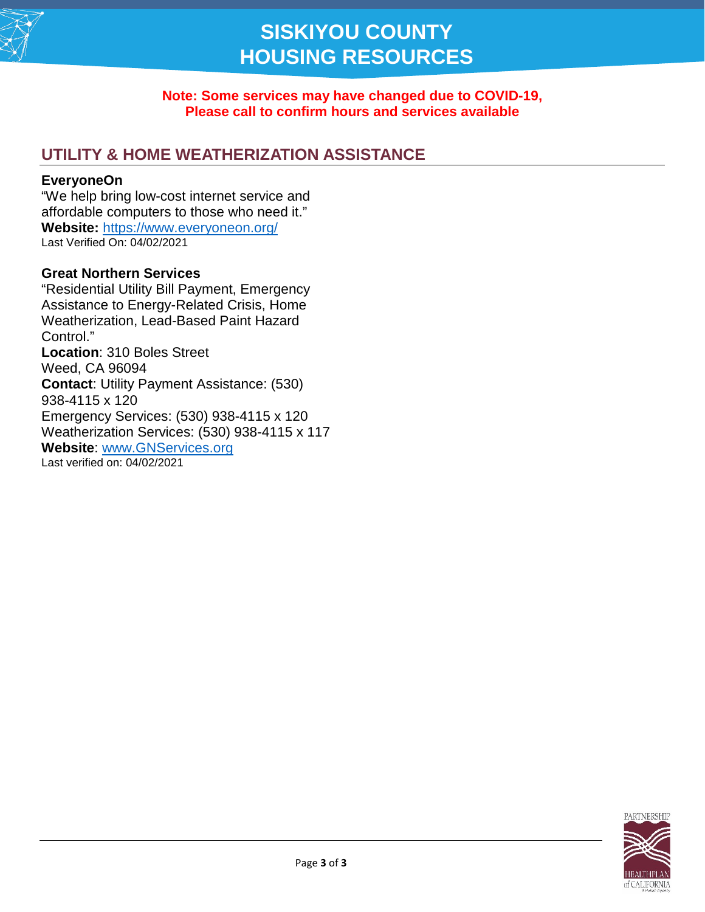# SISKIYOU COUNTY HOUSING RESOURCES

**Note: Some services may have changed due to COVID-19, Please call to confirm hours and services available**

## UTILITY & HOME WEATHERIZATION ASSISTANCE

**EveryoneOn**
"We help bring low-cost internet service and affordable computers to those who need it."
**Website:** https://www.everyoneon.org/
Last Verified On: 04/02/2021

**Great Northern Services**
"Residential Utility Bill Payment, Emergency Assistance to Energy-Related Crisis, Home Weatherization, Lead-Based Paint Hazard Control."
**Location**: 310 Boles Street
Weed, CA 96094
**Contact**: Utility Payment Assistance: (530) 938-4115 x 120
Emergency Services: (530) 938-4115 x 120
Weatherization Services: (530) 938-4115 x 117
**Website**: www.GNServices.org
Last verified on: 04/02/2021